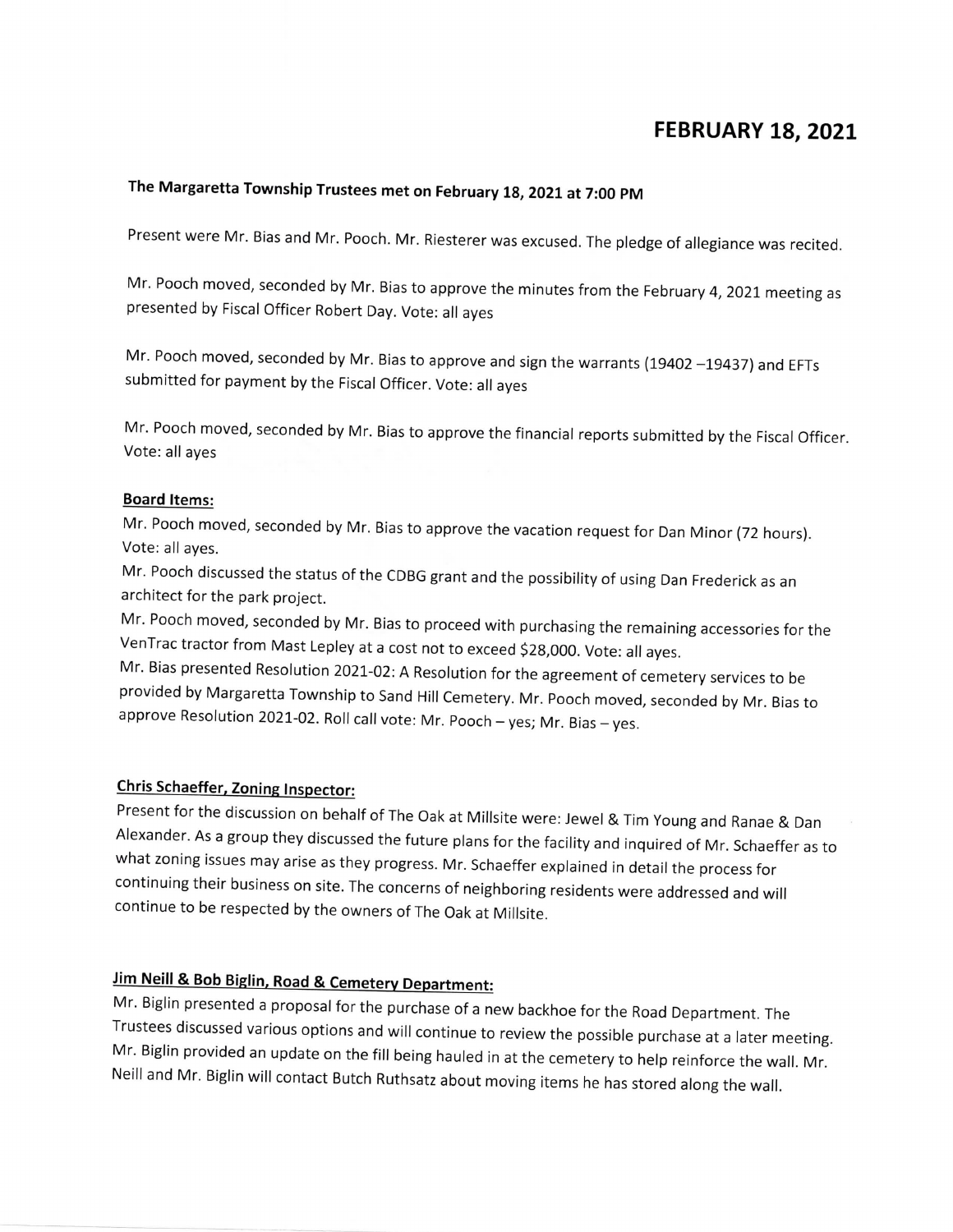# FEBRUARY 18, 2021

**The Margaretta Township Trustees met on February 18, 2021 at 7:00 PM**

Present were Mr. Bias and Mr. Pooch. Mr. Riesterer was excused. The pledge of allegiance was recited.

Mr. Pooch moved, seconded by Mr. Bias to approve the minutes from the February 4, 2021 meeting as presented by Fiscal Officer Robert Day. Vote: all ayes

Mr. Pooch moved, seconded by Mr. Bias to approve and sign the warrants (19402 –19437) and EFTs submitted for payment by the Fiscal Officer. Vote: all ayes

Mr. Pooch moved, seconded by Mr. Bias to approve the financial reports submitted by the Fiscal Officer. Vote: all ayes

## Board Items:

Mr. Pooch moved, seconded by Mr. Bias to approve the vacation request for Dan Minor (72 hours). Vote: all ayes.

Mr. Pooch discussed the status of the CDBG grant and the possibility of using Dan Frederick as an architect for the park project.

Mr. Pooch moved, seconded by Mr. Bias to proceed with purchasing the remaining accessories for the VenTrac tractor from Mast Lepley at a cost not to exceed $28,000. Vote: all ayes.

Mr. Bias presented Resolution 2021-02: A Resolution for the agreement of cemetery services to be provided by Margaretta Township to Sand Hill Cemetery. Mr. Pooch moved, seconded by Mr. Bias to approve Resolution 2021-02. Roll call vote: Mr. Pooch – yes; Mr. Bias – yes.

## Chris Schaeffer, Zoning Inspector:

Present for the discussion on behalf of The Oak at Millsite were: Jewel & Tim Young and Ranae & Dan Alexander. As a group they discussed the future plans for the facility and inquired of Mr. Schaeffer as to what zoning issues may arise as they progress. Mr. Schaeffer explained in detail the process for continuing their business on site. The concerns of neighboring residents were addressed and will continue to be respected by the owners of The Oak at Millsite.

## Jim Neill & Bob Biglin, Road & Cemetery Department:

Mr. Biglin presented a proposal for the purchase of a new backhoe for the Road Department. The Trustees discussed various options and will continue to review the possible purchase at a later meeting. Mr. Biglin provided an update on the fill being hauled in at the cemetery to help reinforce the wall. Mr. Neill and Mr. Biglin will contact Butch Ruthsatz about moving items he has stored along the wall.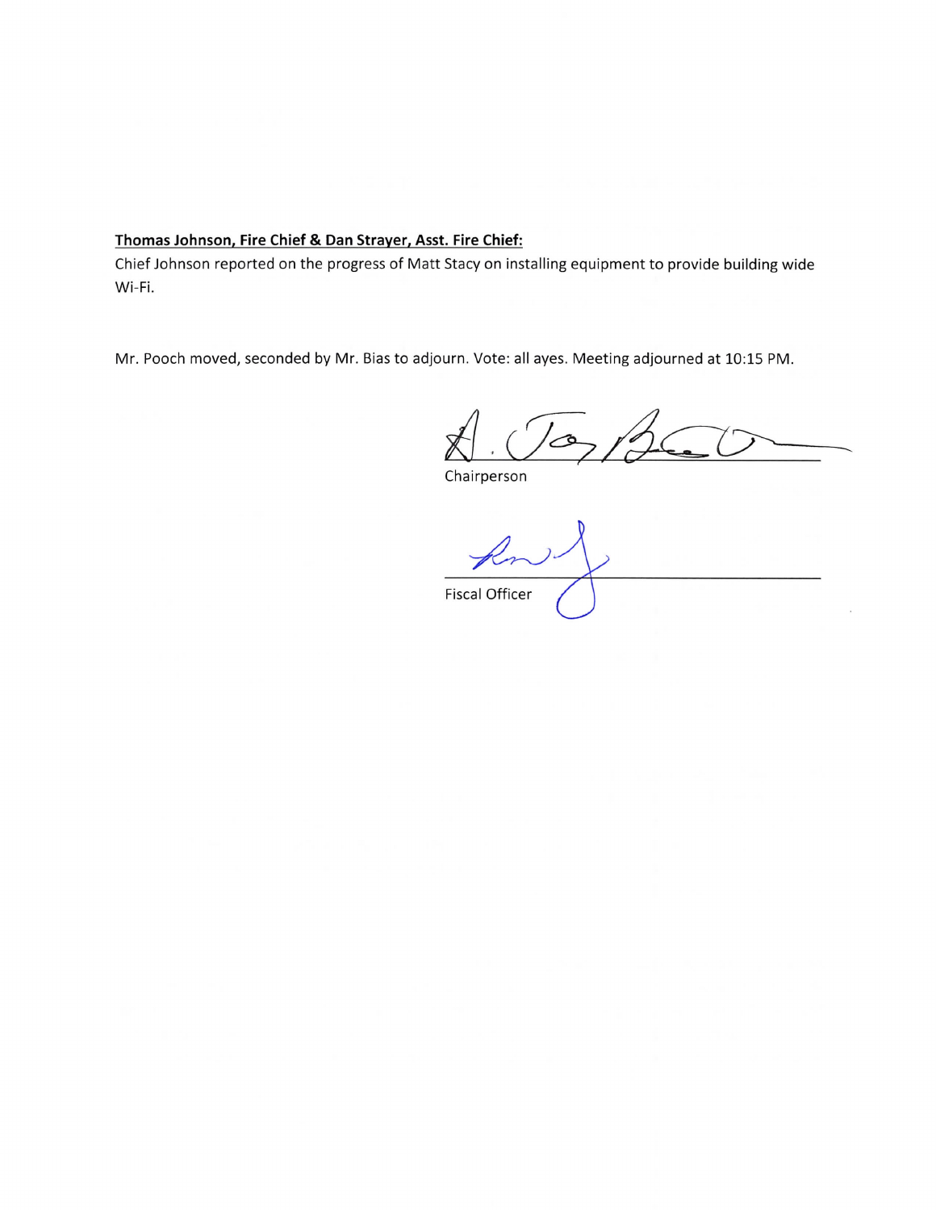**Thomas Johnson, Fire Chief & Dan Strayer, Asst. Fire Chief:**

Chief Johnson reported on the progress of Matt Stacy on installing equipment to provide building wide Wi-Fi.

Mr. Pooch moved, seconded by Mr. Bias to adjourn. Vote: all ayes. Meeting adjourned at 10:15 PM.

Chairperson

Fiscal Officer